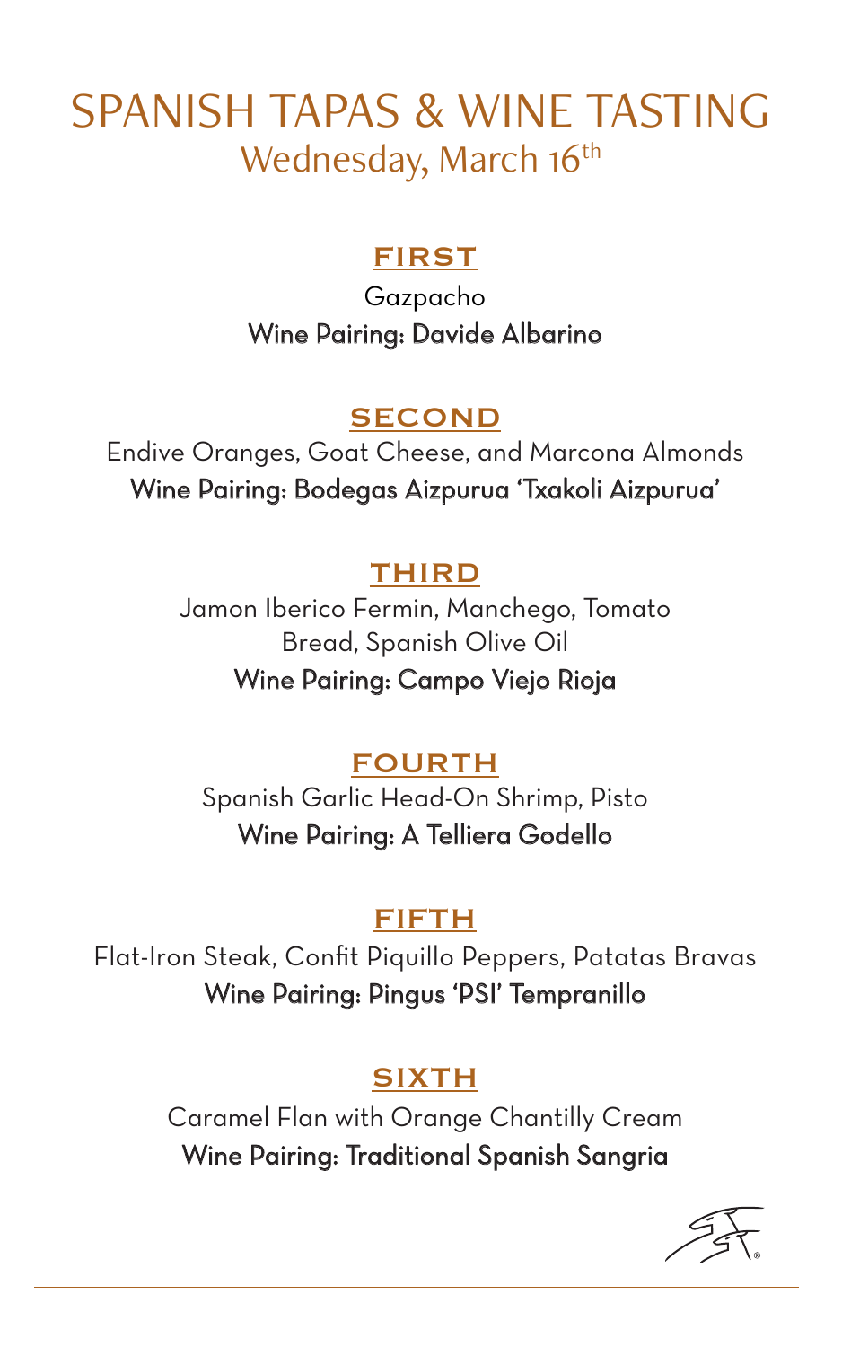# SPANISH TAPAS & WINE TASTING

Wednesday, March 16th

## FIRST

Gazpacho

Wine Pairing: Davide Albarino

## SECOND

Endive Oranges, Goat Cheese, and Marcona Almonds

Wine Pairing: Bodegas Aizpurua 'Txakoli Aizpurua'

## THIRD

Jamon Iberico Fermin, Manchego, Tomato Bread, Spanish Olive Oil

Wine Pairing: Campo Viejo Rioja

## FOURTH

Spanish Garlic Head-On Shrimp, Pisto

Wine Pairing: A Telliera Godello

## FIFTH

Flat-Iron Steak, Confit Piquillo Peppers, Patatas Bravas

Wine Pairing: Pingus 'PSI' Tempranillo

## SIXTH

Caramel Flan with Orange Chantilly Cream

Wine Pairing: Traditional Spanish Sangria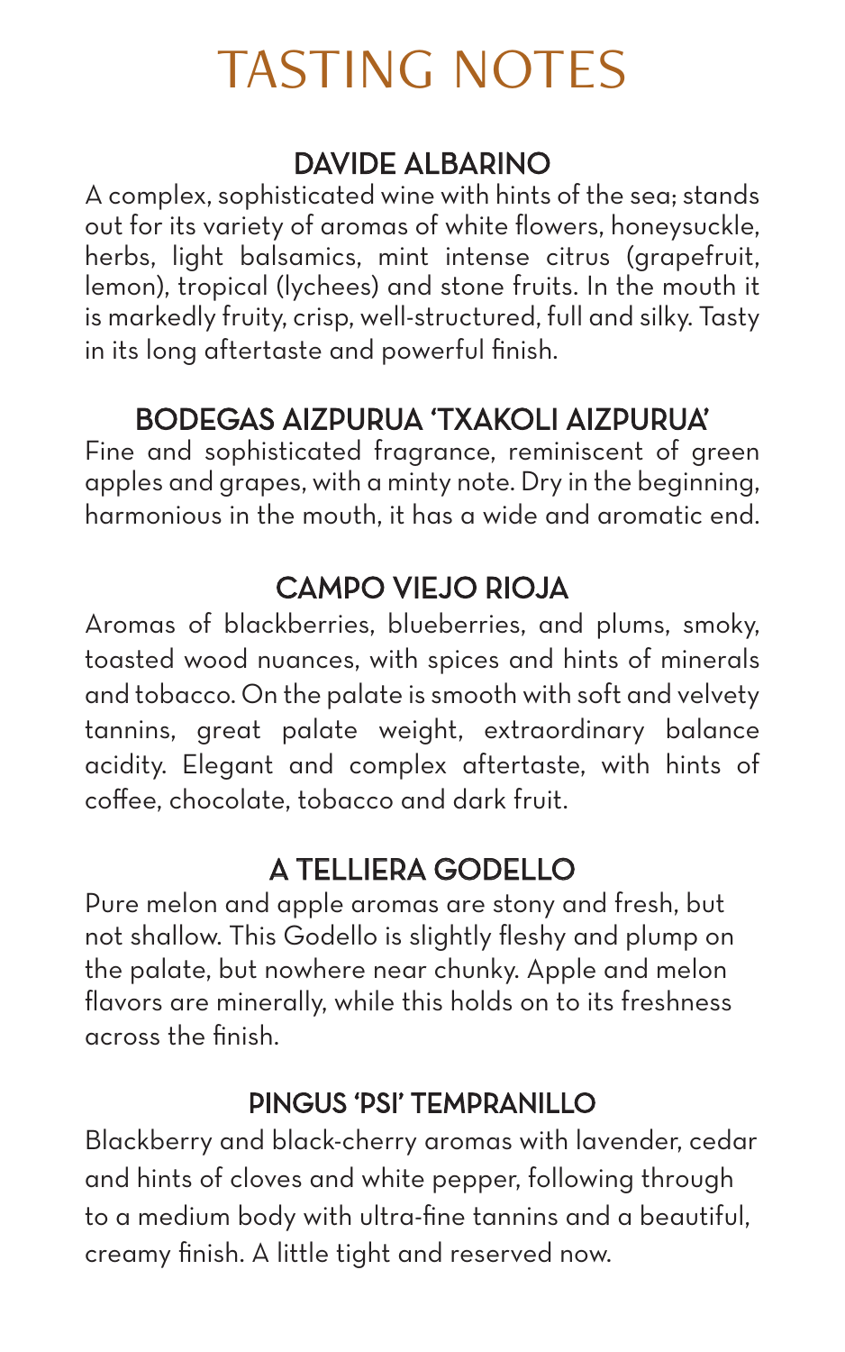# TASTING NOTES

## DAVIDE ALBARINO

A complex, sophisticated wine with hints of the sea; stands out for its variety of aromas of white flowers, honeysuckle, herbs, light balsamics, mint intense citrus (grapefruit, lemon), tropical (lychees) and stone fruits. In the mouth it is markedly fruity, crisp, well-structured, full and silky. Tasty in its long aftertaste and powerful finish.

## BODEGAS AIZPURUA 'TXAKOLI AIZPURUA'

Fine and sophisticated fragrance, reminiscent of green apples and grapes, with a minty note. Dry in the beginning, harmonious in the mouth, it has a wide and aromatic end.

## CAMPO VIEJO RIOJA

Aromas of blackberries, blueberries, and plums, smoky, toasted wood nuances, with spices and hints of minerals and tobacco. On the palate is smooth with soft and velvety tannins, great palate weight, extraordinary balance acidity. Elegant and complex aftertaste, with hints of coffee, chocolate, tobacco and dark fruit.

## A TELLIERA GODELLO

Pure melon and apple aromas are stony and fresh, but not shallow. This Godello is slightly fleshy and plump on the palate, but nowhere near chunky. Apple and melon flavors are minerally, while this holds on to its freshness across the finish.

## PINGUS 'PSI' TEMPRANILLO

Blackberry and black-cherry aromas with lavender, cedar and hints of cloves and white pepper, following through to a medium body with ultra-fine tannins and a beautiful, creamy finish. A little tight and reserved now.